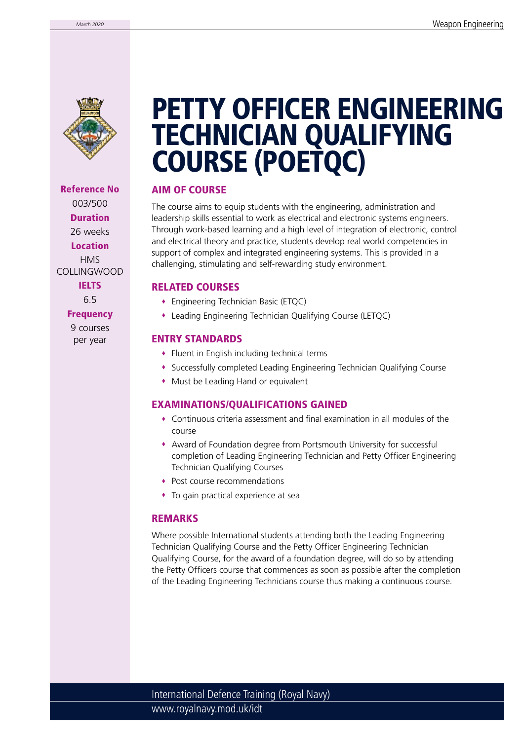# PETTY OFFICER ENGINEERING TECHNICIAN QUALIFYING COURSE (POETQC)

**Reference No**
003/500

**Duration**
26 weeks

**Location**
HMS COLLINGWOOD

**IELTS**
6.5

**Frequency**
9 courses per year

## AIM OF COURSE

The course aims to equip students with the engineering, administration and leadership skills essential to work as electrical and electronic systems engineers. Through work-based learning and a high level of integration of electronic, control and electrical theory and practice, students develop real world competencies in support of complex and integrated engineering systems. This is provided in a challenging, stimulating and self-rewarding study environment.

## RELATED COURSES

- Engineering Technician Basic (ETQC)
- Leading Engineering Technician Qualifying Course (LETQC)

## ENTRY STANDARDS

- Fluent in English including technical terms
- Successfully completed Leading Engineering Technician Qualifying Course
- Must be Leading Hand or equivalent

## EXAMINATIONS/QUALIFICATIONS GAINED

- Continuous criteria assessment and final examination in all modules of the course
- Award of Foundation degree from Portsmouth University for successful completion of Leading Engineering Technician and Petty Officer Engineering Technician Qualifying Courses
- Post course recommendations
- To gain practical experience at sea

## REMARKS

Where possible International students attending both the Leading Engineering Technician Qualifying Course and the Petty Officer Engineering Technician Qualifying Course, for the award of a foundation degree, will do so by attending the Petty Officers course that commences as soon as possible after the completion of the Leading Engineering Technicians course thus making a continuous course.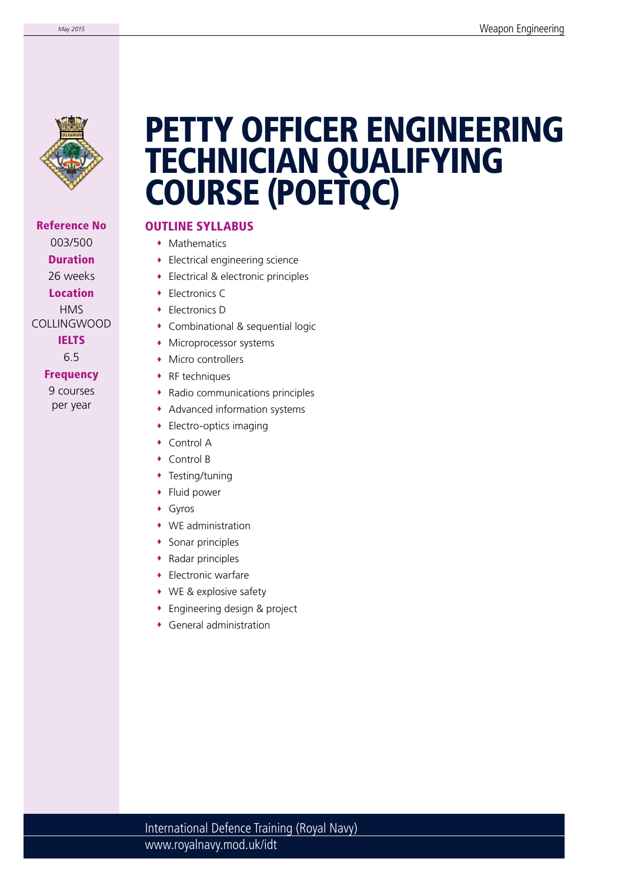# PETTY OFFICER ENGINEERING TECHNICIAN QUALIFYING COURSE (POETQC)

**Reference No**
003/500

**Duration**
26 weeks

**Location**
HMS COLLINGWOOD

**IELTS**
6.5

**Frequency**
9 courses per year

## OUTLINE SYLLABUS

- Mathematics
- Electrical engineering science
- Electrical & electronic principles
- Electronics C
- Electronics D
- Combinational & sequential logic
- Microprocessor systems
- Micro controllers
- RF techniques
- Radio communications principles
- Advanced information systems
- Electro-optics imaging
- Control A
- Control B
- Testing/tuning
- Fluid power
- Gyros
- WE administration
- Sonar principles
- Radar principles
- Electronic warfare
- WE & explosive safety
- Engineering design & project
- General administration

International Defence Training (Royal Navy)
www.royalnavy.mod.uk/idt